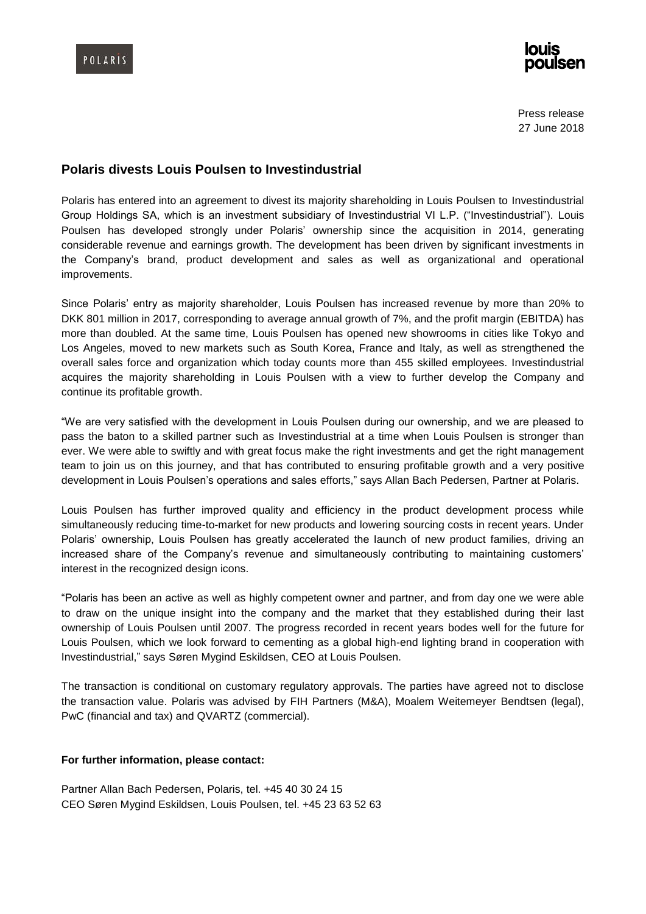POLARIS

louis poulsen

Press release
27 June 2018

## Polaris divests Louis Poulsen to Investindustrial

Polaris has entered into an agreement to divest its majority shareholding in Louis Poulsen to Investindustrial Group Holdings SA, which is an investment subsidiary of Investindustrial VI L.P. ("Investindustrial"). Louis Poulsen has developed strongly under Polaris' ownership since the acquisition in 2014, generating considerable revenue and earnings growth. The development has been driven by significant investments in the Company's brand, product development and sales as well as organizational and operational improvements.

Since Polaris' entry as majority shareholder, Louis Poulsen has increased revenue by more than 20% to DKK 801 million in 2017, corresponding to average annual growth of 7%, and the profit margin (EBITDA) has more than doubled. At the same time, Louis Poulsen has opened new showrooms in cities like Tokyo and Los Angeles, moved to new markets such as South Korea, France and Italy, as well as strengthened the overall sales force and organization which today counts more than 455 skilled employees. Investindustrial acquires the majority shareholding in Louis Poulsen with a view to further develop the Company and continue its profitable growth.

"We are very satisfied with the development in Louis Poulsen during our ownership, and we are pleased to pass the baton to a skilled partner such as Investindustrial at a time when Louis Poulsen is stronger than ever. We were able to swiftly and with great focus make the right investments and get the right management team to join us on this journey, and that has contributed to ensuring profitable growth and a very positive development in Louis Poulsen's operations and sales efforts," says Allan Bach Pedersen, Partner at Polaris.

Louis Poulsen has further improved quality and efficiency in the product development process while simultaneously reducing time-to-market for new products and lowering sourcing costs in recent years. Under Polaris' ownership, Louis Poulsen has greatly accelerated the launch of new product families, driving an increased share of the Company's revenue and simultaneously contributing to maintaining customers' interest in the recognized design icons.

"Polaris has been an active as well as highly competent owner and partner, and from day one we were able to draw on the unique insight into the company and the market that they established during their last ownership of Louis Poulsen until 2007. The progress recorded in recent years bodes well for the future for Louis Poulsen, which we look forward to cementing as a global high-end lighting brand in cooperation with Investindustrial," says Søren Mygind Eskildsen, CEO at Louis Poulsen.

The transaction is conditional on customary regulatory approvals. The parties have agreed not to disclose the transaction value. Polaris was advised by FIH Partners (M&A), Moalem Weitemeyer Bendtsen (legal), PwC (financial and tax) and QVARTZ (commercial).

**For further information, please contact:**

Partner Allan Bach Pedersen, Polaris, tel. +45 40 30 24 15
CEO Søren Mygind Eskildsen, Louis Poulsen, tel. +45 23 63 52 63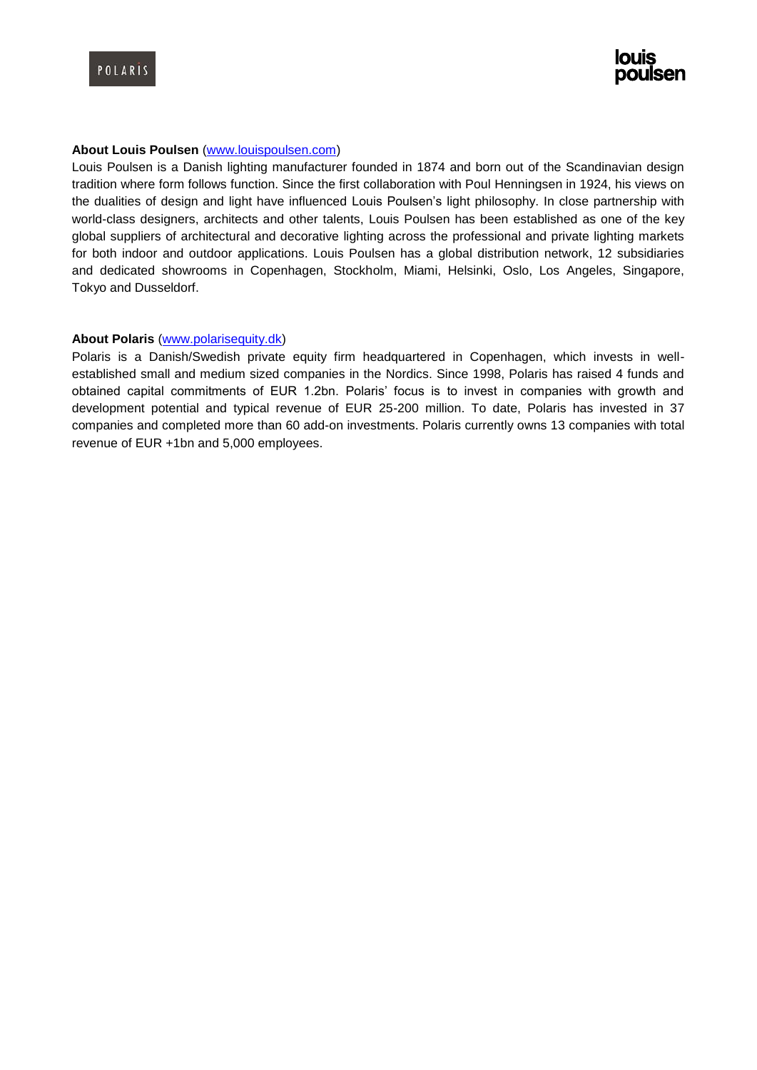**About Louis Poulsen** (www.louispoulsen.com)

Louis Poulsen is a Danish lighting manufacturer founded in 1874 and born out of the Scandinavian design tradition where form follows function. Since the first collaboration with Poul Henningsen in 1924, his views on the dualities of design and light have influenced Louis Poulsen's light philosophy. In close partnership with world-class designers, architects and other talents, Louis Poulsen has been established as one of the key global suppliers of architectural and decorative lighting across the professional and private lighting markets for both indoor and outdoor applications. Louis Poulsen has a global distribution network, 12 subsidiaries and dedicated showrooms in Copenhagen, Stockholm, Miami, Helsinki, Oslo, Los Angeles, Singapore, Tokyo and Dusseldorf.

**About Polaris** (www.polarisequity.dk)

Polaris is a Danish/Swedish private equity firm headquartered in Copenhagen, which invests in well-established small and medium sized companies in the Nordics. Since 1998, Polaris has raised 4 funds and obtained capital commitments of EUR 1.2bn. Polaris' focus is to invest in companies with growth and development potential and typical revenue of EUR 25-200 million. To date, Polaris has invested in 37 companies and completed more than 60 add-on investments. Polaris currently owns 13 companies with total revenue of EUR +1bn and 5,000 employees.